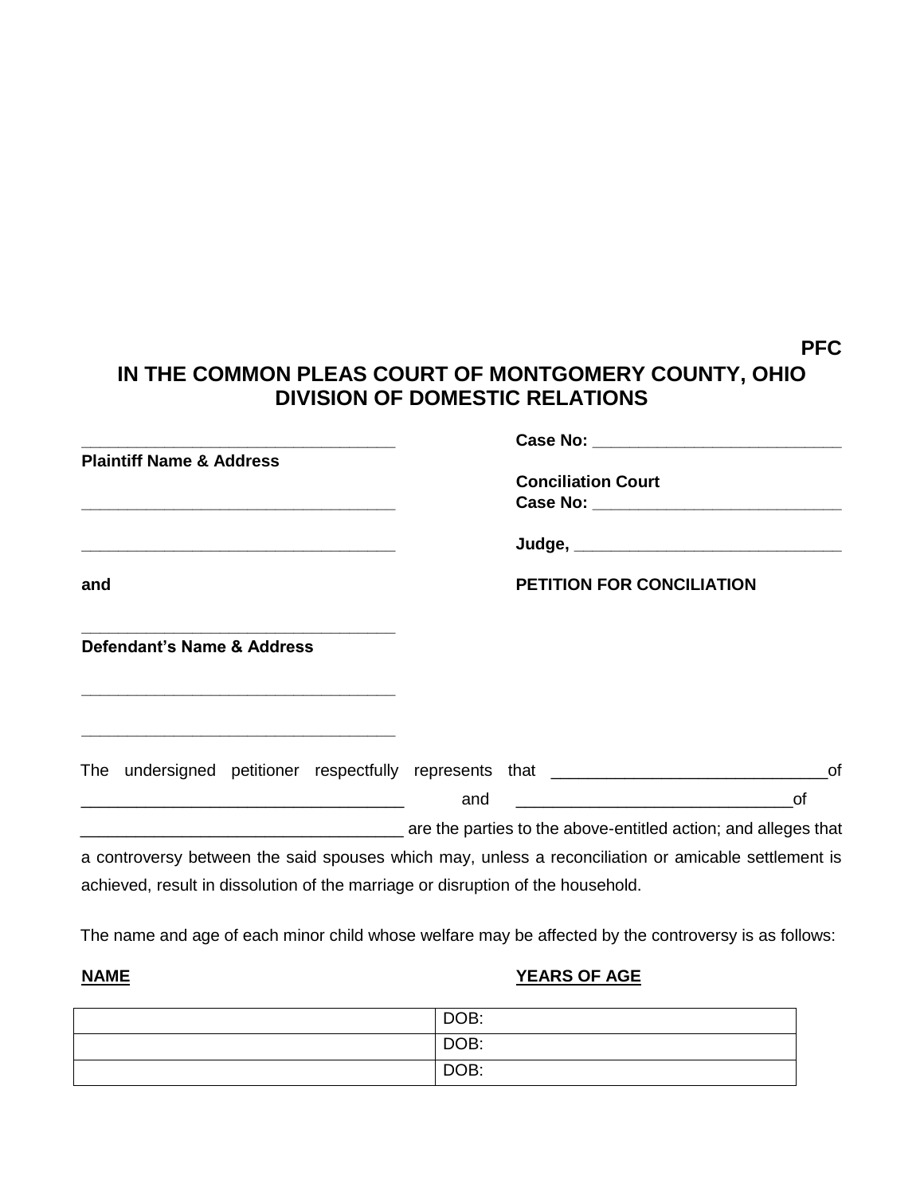**PFC**

# IN THE COMMON PLEAS COURT OF MONTGOMERY COUNTY, OHIO
## DIVISION OF DOMESTIC RELATIONS

\_\_\_\_\_\_\_\_\_\_\_\_\_\_\_\_\_\_\_\_\_\_\_\_\_\_\_\_\_\_\_\_\_\_\_
**Plaintiff Name & Address**

\_\_\_\_\_\_\_\_\_\_\_\_\_\_\_\_\_\_\_\_\_\_\_\_\_\_\_\_\_\_\_\_\_\_\_

\_\_\_\_\_\_\_\_\_\_\_\_\_\_\_\_\_\_\_\_\_\_\_\_\_\_\_\_\_\_\_\_\_\_\_

**and**

\_\_\_\_\_\_\_\_\_\_\_\_\_\_\_\_\_\_\_\_\_\_\_\_\_\_\_\_\_\_\_\_\_\_\_
**Defendant's Name & Address**

\_\_\_\_\_\_\_\_\_\_\_\_\_\_\_\_\_\_\_\_\_\_\_\_\_\_\_\_\_\_\_\_\_\_\_

\_\_\_\_\_\_\_\_\_\_\_\_\_\_\_\_\_\_\_\_\_\_\_\_\_\_\_\_\_\_\_\_\_\_\_

**Case No:** \_\_\_\_\_\_\_\_\_\_\_\_\_\_\_\_\_\_\_\_\_\_\_\_\_\_\_\_

**Conciliation Court**
**Case No:** \_\_\_\_\_\_\_\_\_\_\_\_\_\_\_\_\_\_\_\_\_\_\_\_\_\_\_\_

**Judge,** \_\_\_\_\_\_\_\_\_\_\_\_\_\_\_\_\_\_\_\_\_\_\_\_\_\_\_\_\_\_

**PETITION FOR CONCILIATION**

The undersigned petitioner respectfully represents that \_\_\_\_\_\_\_\_\_\_\_\_\_\_\_\_\_\_\_\_\_\_\_\_\_\_\_\_\_\_of \_\_\_\_\_\_\_\_\_\_\_\_\_\_\_\_\_\_\_\_\_\_\_\_\_\_\_\_\_\_\_\_\_\_\_ and \_\_\_\_\_\_\_\_\_\_\_\_\_\_\_\_\_\_\_\_\_\_\_\_\_\_\_\_\_\_of \_\_\_\_\_\_\_\_\_\_\_\_\_\_\_\_\_\_\_\_\_\_\_\_\_\_\_\_\_\_\_\_\_\_\_ are the parties to the above-entitled action; and alleges that a controversy between the said spouses which may, unless a reconciliation or amicable settlement is achieved, result in dissolution of the marriage or disruption of the household.

The name and age of each minor child whose welfare may be affected by the controversy is as follows:

| **NAME** | **YEARS OF AGE** |
|---|---|
| | DOB: |
| | DOB: |
| | DOB: |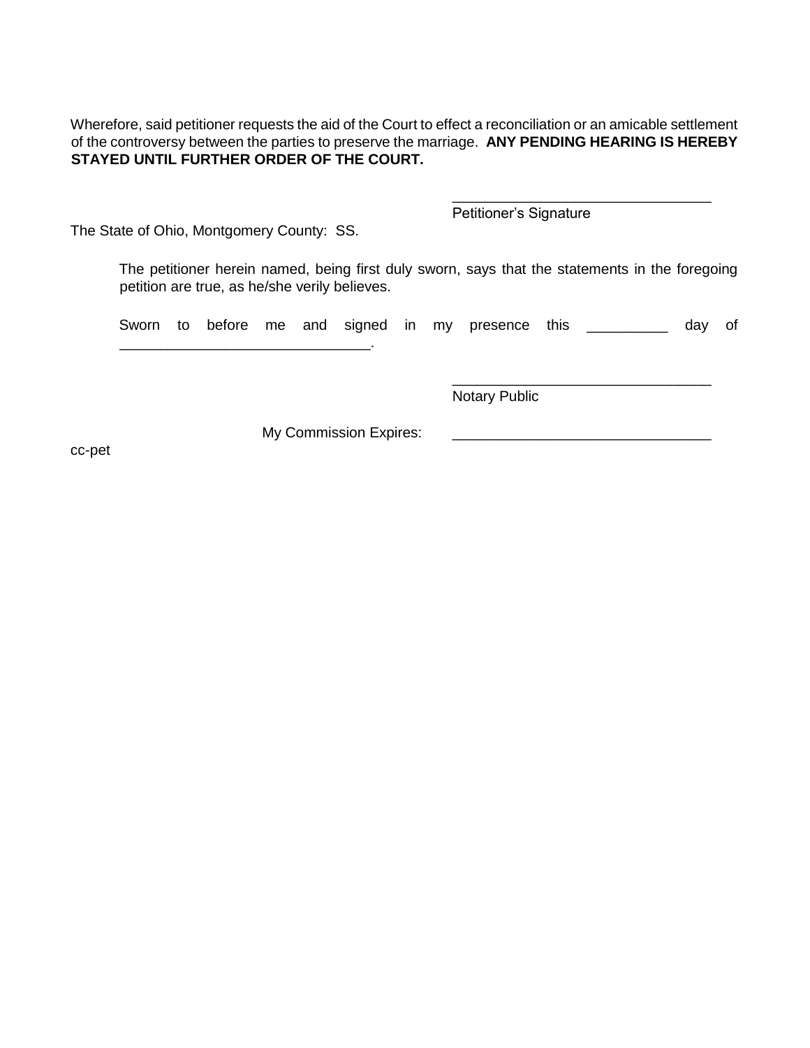Wherefore, said petitioner requests the aid of the Court to effect a reconciliation or an amicable settlement of the controversy between the parties to preserve the marriage. **ANY PENDING HEARING IS HEREBY STAYED UNTIL FURTHER ORDER OF THE COURT.**

________________________________
Petitioner's Signature

The State of Ohio, Montgomery County: SS.

The petitioner herein named, being first duly sworn, says that the statements in the foregoing petition are true, as he/she verily believes.

Sworn to before me and signed in my presence this __________ day of _______________________________.

________________________________
Notary Public

My Commission Expires: ________________________________

cc-pet